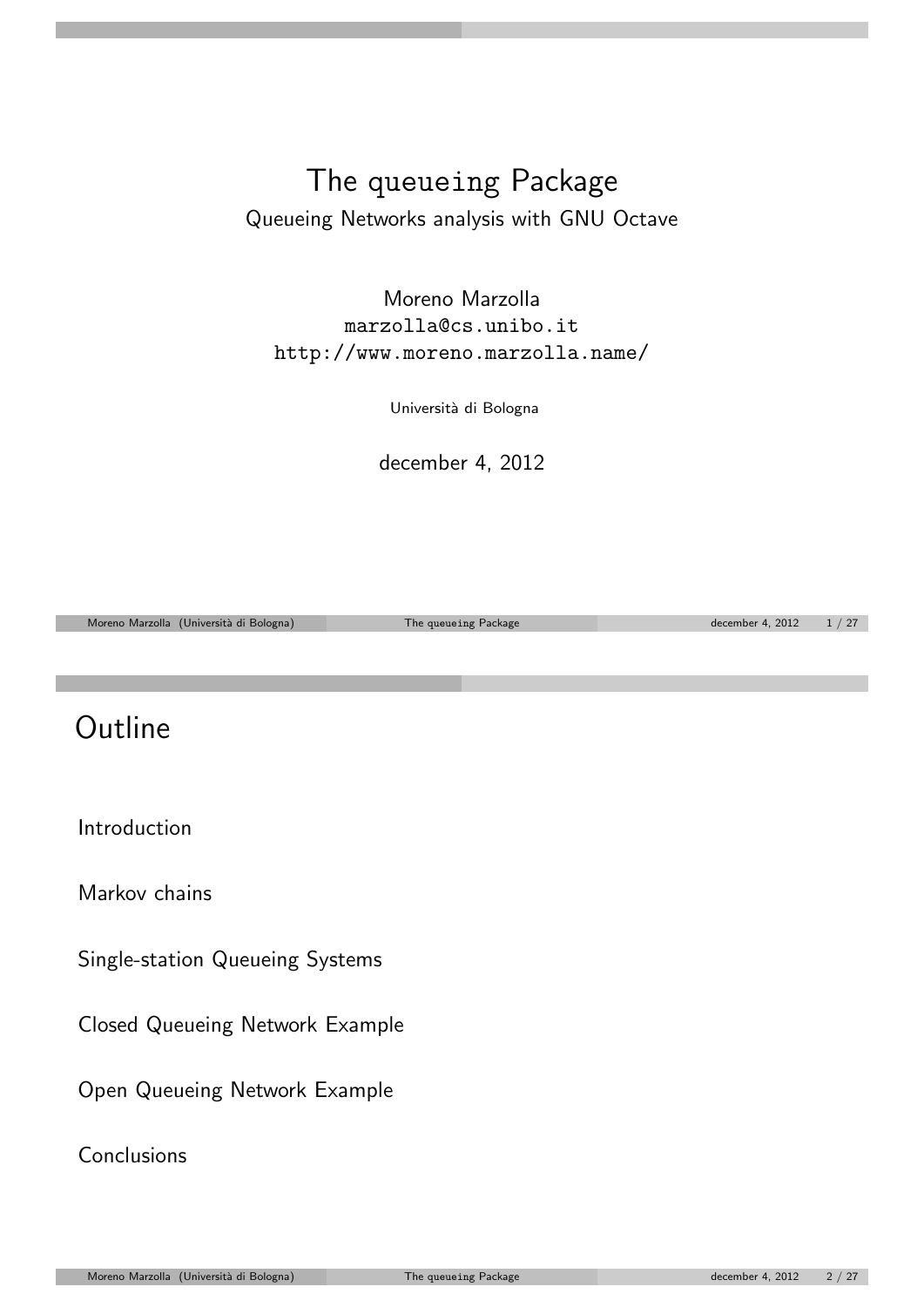# The queueing Package

Queueing Networks analysis with GNU Octave

Moreno Marzolla
marzolla@cs.unibo.it
http://www.moreno.marzolla.name/

Università di Bologna

december 4, 2012

## Outline

Introduction

Markov chains

Single-station Queueing Systems

Closed Queueing Network Example

Open Queueing Network Example

Conclusions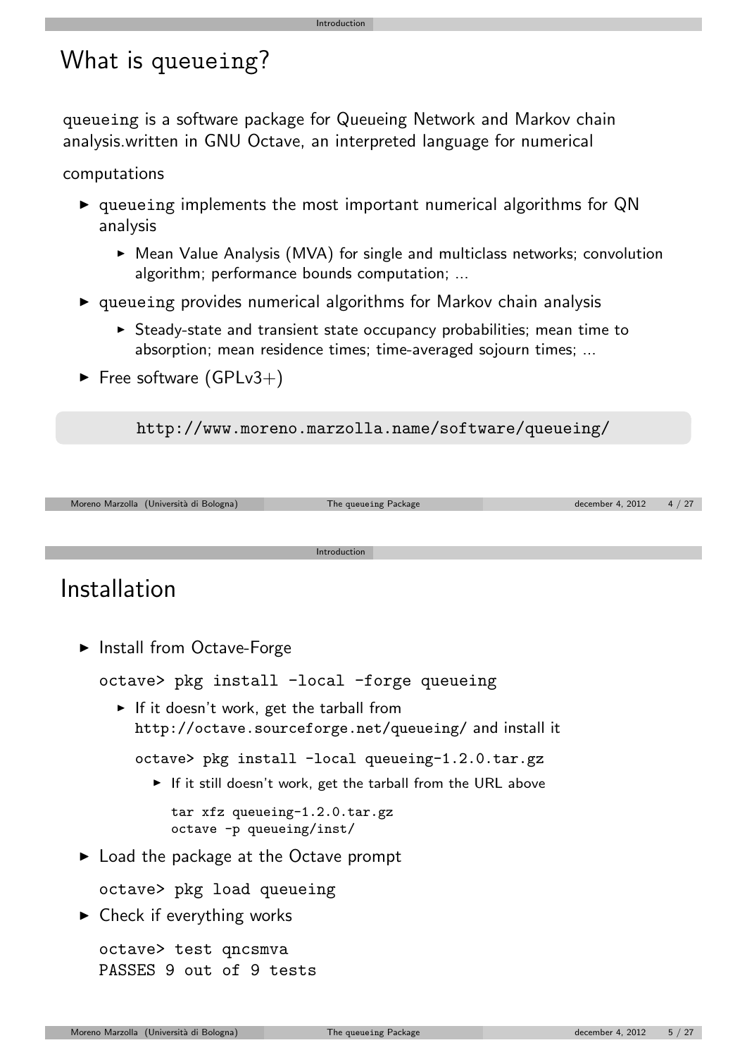# What is queueing?

queueing is a software package for Queueing Network and Markov chain analysis.written in GNU Octave, an interpreted language for numerical

computations

- queueing implements the most important numerical algorithms for QN analysis
  - Mean Value Analysis (MVA) for single and multiclass networks; convolution algorithm; performance bounds computation; ...
- queueing provides numerical algorithms for Markov chain analysis
  - Steady-state and transient state occupancy probabilities; mean time to absorption; mean residence times; time-averaged sojourn times; ...
- Free software (GPLv3+)

```
http://www.moreno.marzolla.name/software/queueing/
```

# Installation

- Install from Octave-Forge

  ```
  octave> pkg install -local -forge queueing
  ```

  - If it doesn't work, get the tarball from `http://octave.sourceforge.net/queueing/` and install it

    ```
    octave> pkg install -local queueing-1.2.0.tar.gz
    ```

    - If it still doesn't work, get the tarball from the URL above

      ```
      tar xfz queueing-1.2.0.tar.gz
      octave -p queueing/inst/
      ```

- Load the package at the Octave prompt

  ```
  octave> pkg load queueing
  ```

- Check if everything works

  ```
  octave> test qncsmva
  PASSES 9 out of 9 tests
  ```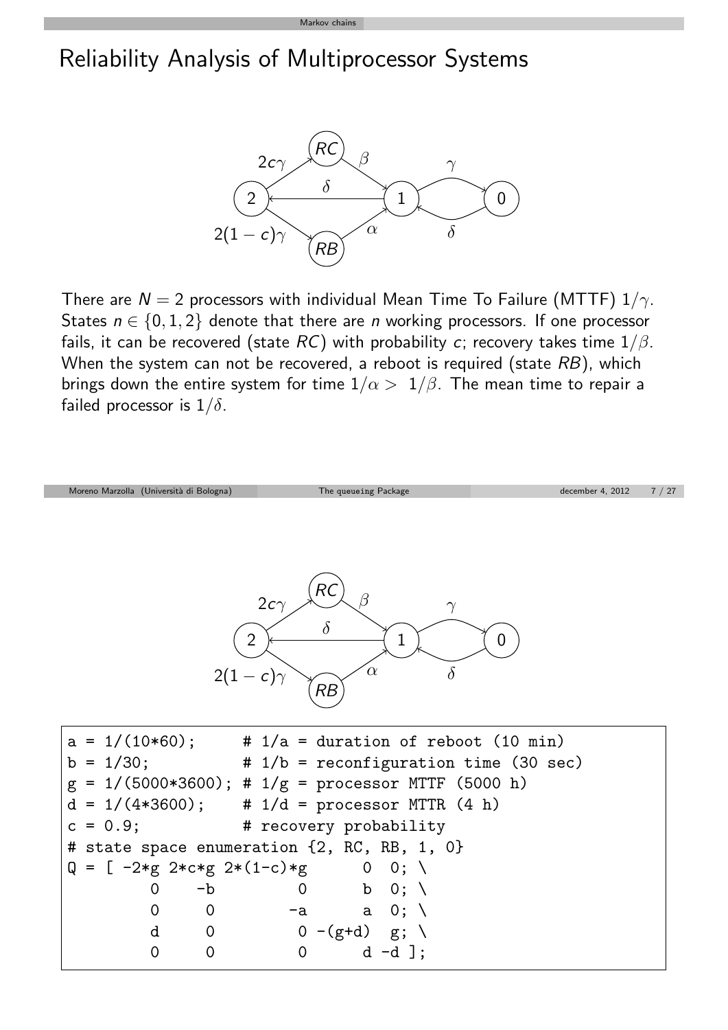# Reliability Analysis of Multiprocessor Systems

There are $N = 2$ processors with individual Mean Time To Failure (MTTF) $1/\gamma$. States $n \in \{0, 1, 2\}$ denote that there are $n$ working processors. If one processor fails, it can be recovered (state $RC$) with probability $c$; recovery takes time $1/\beta$. When the system can not be recovered, a reboot is required (state $RB$), which brings down the entire system for time $1/\alpha > 1/\beta$. The mean time to repair a failed processor is $1/\delta$.

```
a = 1/(10*60);     # 1/a = duration of reboot (10 min)
b = 1/30;          # 1/b = reconfiguration time (30 sec)
g = 1/(5000*3600); # 1/g = processor MTTF (5000 h)
d = 1/(4*3600);    # 1/d = processor MTTR (4 h)
c = 0.9;           # recovery probability
# state space enumeration {2, RC, RB, 1, 0}
Q = [ -2*g 2*c*g 2*(1-c)*g      0  0; \
        0    -b         0      b  0; \
        0     0        -a      a  0; \
        d     0         0 -(g+d)  g; \
        0     0         0      d -d ];
```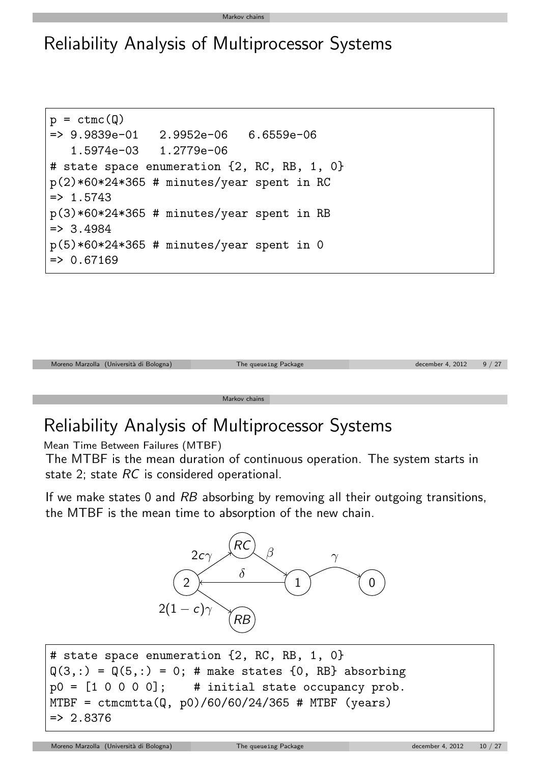# Reliability Analysis of Multiprocessor Systems

```
p = ctmc(Q)
=> 9.9839e-01   2.9952e-06   6.6559e-06
   1.5974e-03   1.2779e-06
# state space enumeration {2, RC, RB, 1, 0}
p(2)*60*24*365 # minutes/year spent in RC
=> 1.5743
p(3)*60*24*365 # minutes/year spent in RB
=> 3.4984
p(5)*60*24*365 # minutes/year spent in 0
=> 0.67169
```

# Reliability Analysis of Multiprocessor Systems

Mean Time Between Failures (MTBF)

The MTBF is the mean duration of continuous operation. The system starts in state 2; state *RC* is considered operational.

If we make states 0 and *RB* absorbing by removing all their outgoing transitions, the MTBF is the mean time to absorption of the new chain.

States: 2, $RC$, $RB$, 1, 0. Transitions: $2 \to RC$ ($2c\gamma$), $2 \to RB$ ($2(1-c)\gamma$), $RC \to 1$ ($\beta$), $1 \to 2$ ($\delta$), $1 \to 0$ ($\gamma$).

```
# state space enumeration {2, RC, RB, 1, 0}
Q(3,:) = Q(5,:) = 0; # make states {0, RB} absorbing
p0 = [1 0 0 0 0];    # initial state occupancy prob.
MTBF = ctmcmtta(Q, p0)/60/60/24/365 # MTBF (years)
=> 2.8376
```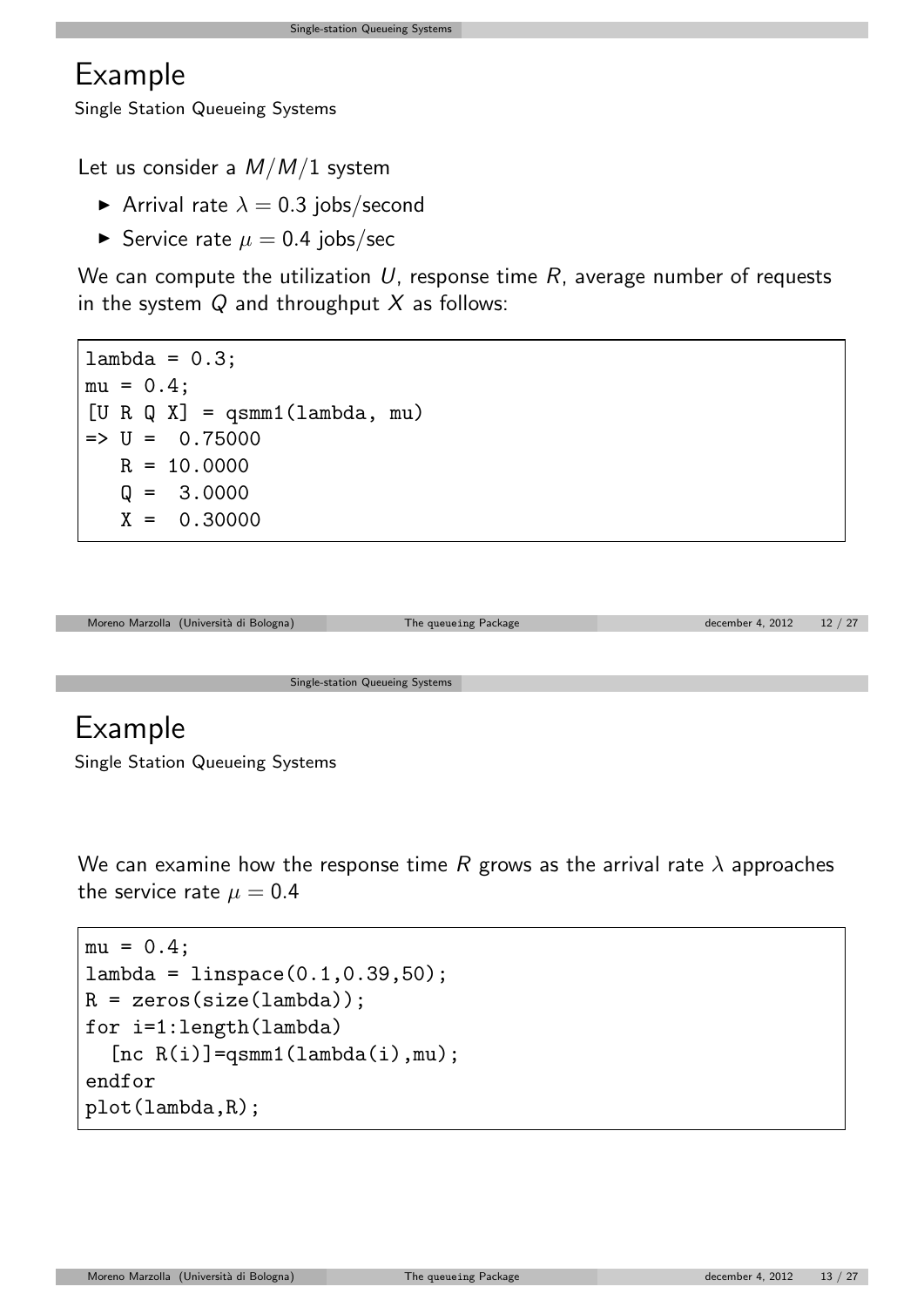# Example

Single Station Queueing Systems

Let us consider a $M/M/1$ system

- Arrival rate $\lambda = 0.3$ jobs/second
- Service rate $\mu = 0.4$ jobs/sec

We can compute the utilization $U$, response time $R$, average number of requests in the system $Q$ and throughput $X$ as follows:

```
lambda = 0.3;
mu = 0.4;
[U R Q X] = qsmm1(lambda, mu)
=> U =  0.75000
   R = 10.0000
   Q =  3.0000
   X =  0.30000
```

# Example

Single Station Queueing Systems

We can examine how the response time $R$ grows as the arrival rate $\lambda$ approaches the service rate $\mu = 0.4$

```
mu = 0.4;
lambda = linspace(0.1,0.39,50);
R = zeros(size(lambda));
for i=1:length(lambda)
  [nc R(i)]=qsmm1(lambda(i),mu);
endfor
plot(lambda,R);
```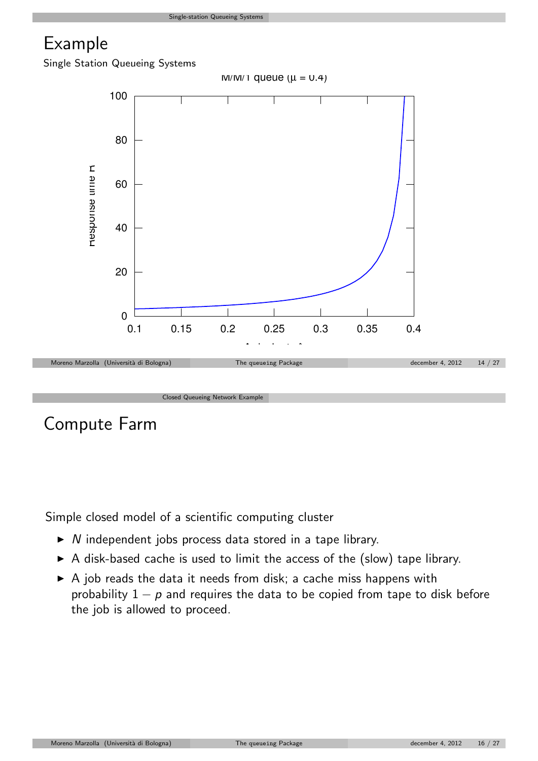# Example

Single Station Queueing Systems

# Compute Farm

Simple closed model of a scientific computing cluster

- $N$ independent jobs process data stored in a tape library.
- A disk-based cache is used to limit the access of the (slow) tape library.
- A job reads the data it needs from disk; a cache miss happens with probability $1 - p$ and requires the data to be copied from tape to disk before the job is allowed to proceed.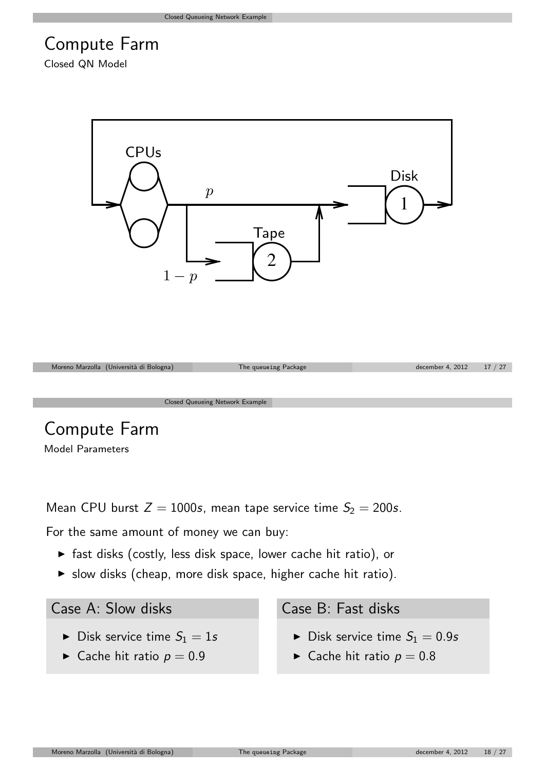# Compute Farm

Closed QN Model

# Compute Farm

Model Parameters

Mean CPU burst $Z = 1000s$, mean tape service time $S_2 = 200s$.

For the same amount of money we can buy:

- fast disks (costly, less disk space, lower cache hit ratio), or
- slow disks (cheap, more disk space, higher cache hit ratio).

## Case A: Slow disks

- Disk service time $S_1 = 1s$
- Cache hit ratio $p = 0.9$

## Case B: Fast disks

- Disk service time $S_1 = 0.9s$
- Cache hit ratio $p = 0.8$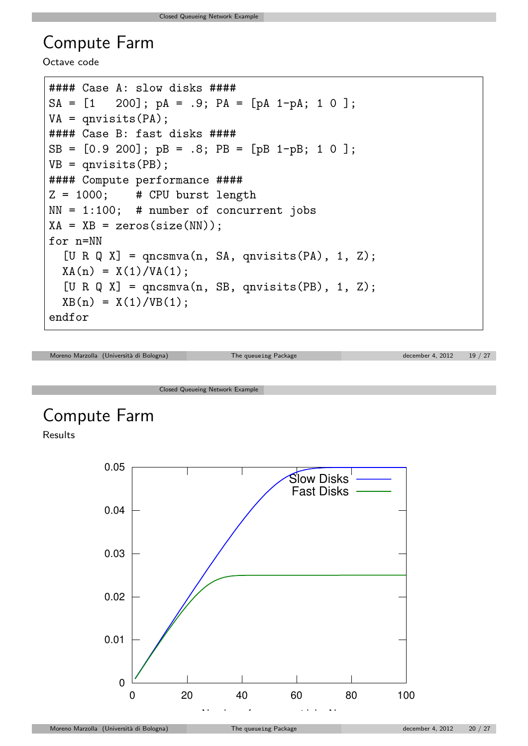# Compute Farm

Octave code

```
#### Case A: slow disks ####
SA = [1   200]; pA = .9; PA = [pA 1-pA; 1 0 ];
VA = qnvisits(PA);
#### Case B: fast disks ####
SB = [0.9 200]; pB = .8; PB = [pB 1-pB; 1 0 ];
VB = qnvisits(PB);
#### Compute performance ####
Z = 1000;    # CPU burst length
NN = 1:100;  # number of concurrent jobs
XA = XB = zeros(size(NN));
for n=NN
  [U R Q X] = qncsmva(n, SA, qnvisits(PA), 1, Z);
  XA(n) = X(1)/VA(1);
  [U R Q X] = qncsmva(n, SB, qnvisits(PB), 1, Z);
  XB(n) = X(1)/VB(1);
endfor
```

# Compute Farm

Results

Slow Disks
Fast Disks

0.05
0.04
0.03
0.02
0.01
0

0 20 40 60 80 100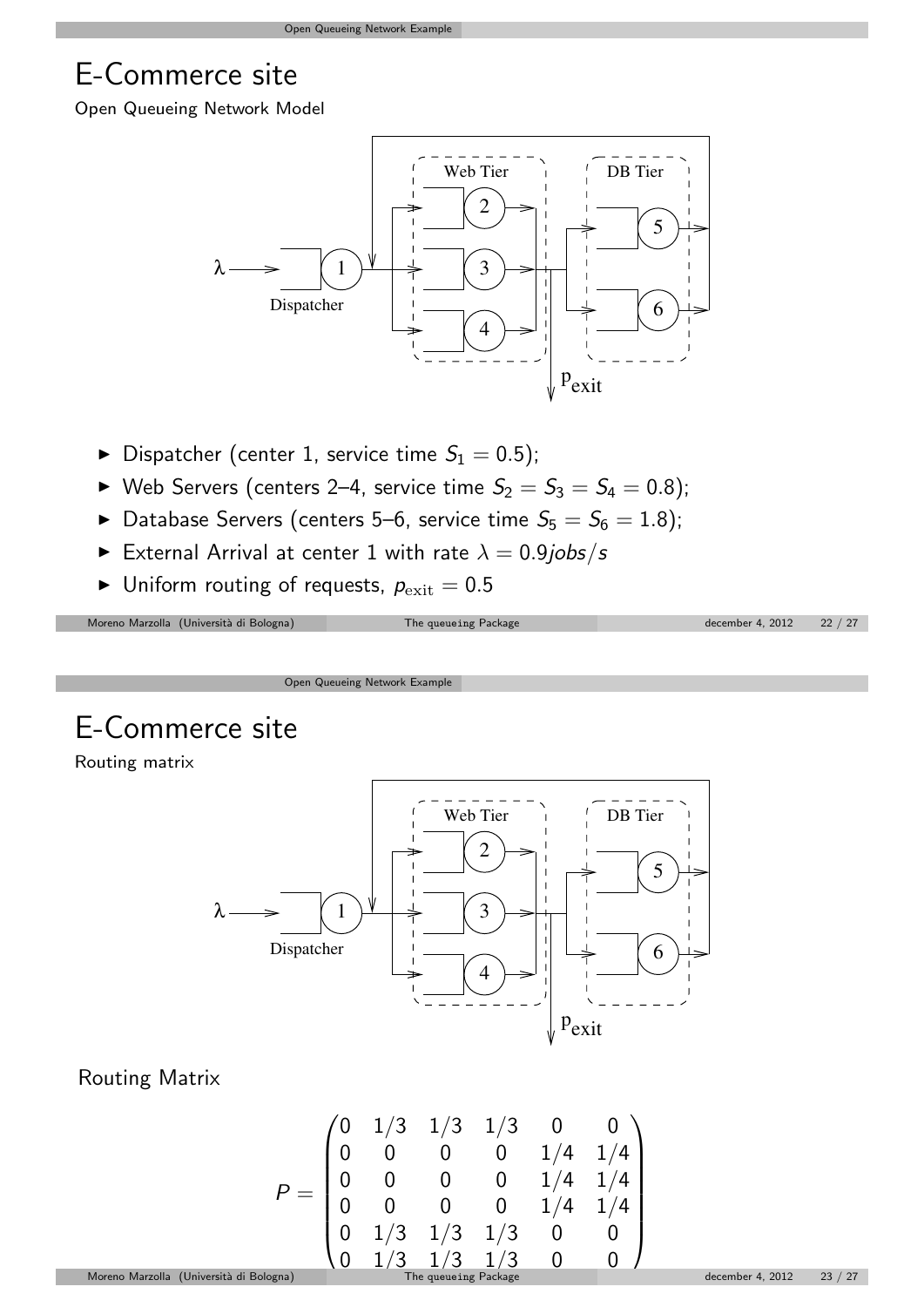# E-Commerce site

Open Queueing Network Model

- Dispatcher (center 1, service time $S_1 = 0.5$);
- Web Servers (centers 2–4, service time $S_2 = S_3 = S_4 = 0.8$);
- Database Servers (centers 5–6, service time $S_5 = S_6 = 1.8$);
- External Arrival at center 1 with rate $\lambda = 0.9 jobs/s$
- Uniform routing of requests, $p_{\text{exit}} = 0.5$

# E-Commerce site

Routing matrix

Routing Matrix

$$
P = \begin{pmatrix}
0 & 1/3 & 1/3 & 1/3 & 0 & 0 \\
0 & 0 & 0 & 0 & 1/4 & 1/4 \\
0 & 0 & 0 & 0 & 1/4 & 1/4 \\
0 & 0 & 0 & 0 & 1/4 & 1/4 \\
0 & 1/3 & 1/3 & 1/3 & 0 & 0 \\
0 & 1/3 & 1/3 & 1/3 & 0 & 0
\end{pmatrix}
$$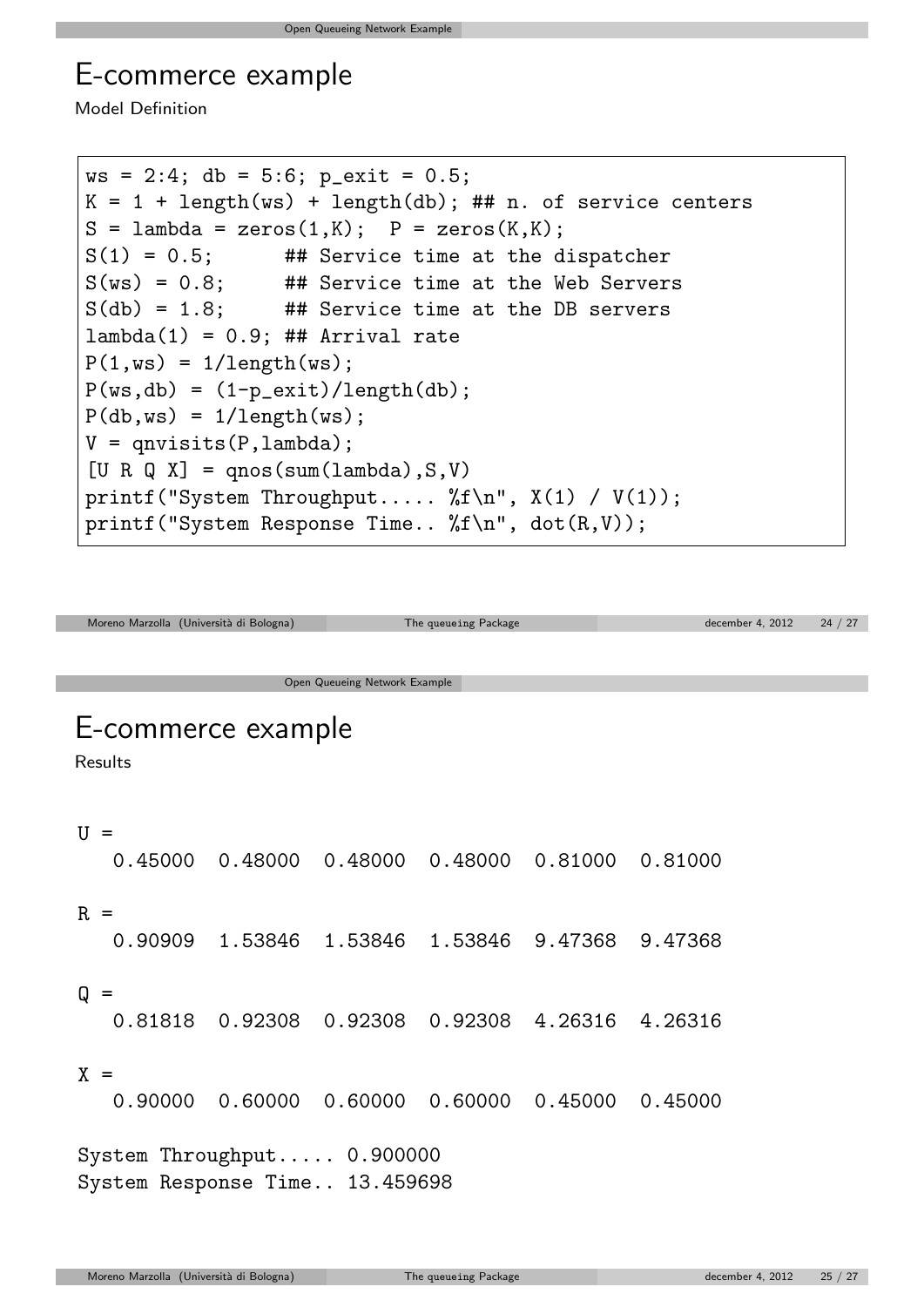# E-commerce example

Model Definition

```
ws = 2:4; db = 5:6; p_exit = 0.5;
K = 1 + length(ws) + length(db); ## n. of service centers
S = lambda = zeros(1,K);  P = zeros(K,K);
S(1) = 0.5;      ## Service time at the dispatcher
S(ws) = 0.8;     ## Service time at the Web Servers
S(db) = 1.8;     ## Service time at the DB servers
lambda(1) = 0.9; ## Arrival rate
P(1,ws) = 1/length(ws);
P(ws,db) = (1-p_exit)/length(db);
P(db,ws) = 1/length(ws);
V = qnvisits(P,lambda);
[U R Q X] = qnos(sum(lambda),S,V)
printf("System Throughput..... %f\n", X(1) / V(1));
printf("System Response Time.. %f\n", dot(R,V));
```

# E-commerce example

Results

```
U =
   0.45000  0.48000  0.48000  0.48000  0.81000  0.81000

R =
   0.90909  1.53846  1.53846  1.53846  9.47368  9.47368

Q =
   0.81818  0.92308  0.92308  0.92308  4.26316  4.26316

X =
   0.90000  0.60000  0.60000  0.60000  0.45000  0.45000

System Throughput..... 0.900000
System Response Time.. 13.459698
```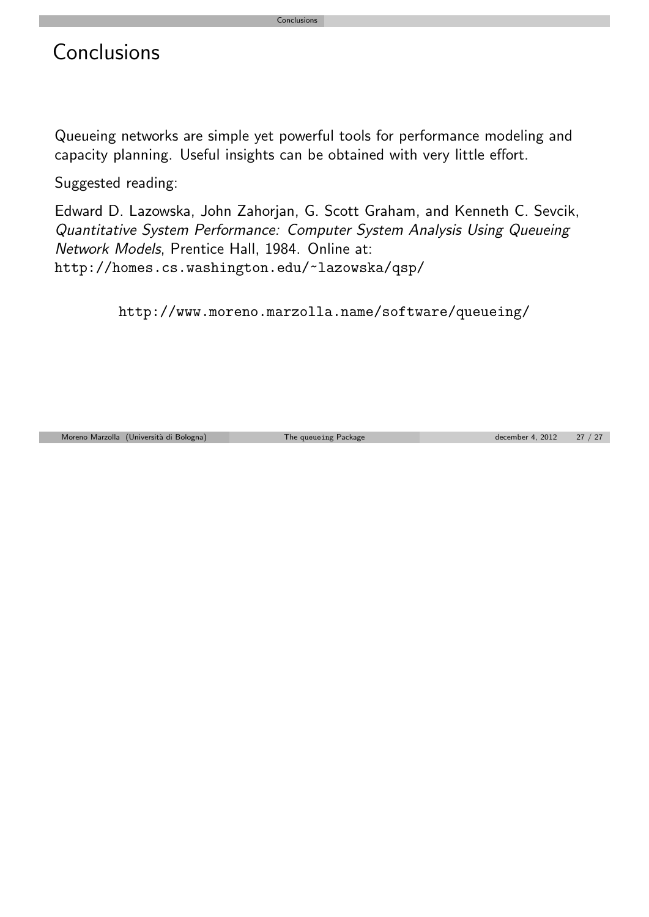# Conclusions

Queueing networks are simple yet powerful tools for performance modeling and capacity planning. Useful insights can be obtained with very little effort.

Suggested reading:

Edward D. Lazowska, John Zahorjan, G. Scott Graham, and Kenneth C. Sevcik, *Quantitative System Performance: Computer System Analysis Using Queueing Network Models*, Prentice Hall, 1984. Online at: `http://homes.cs.washington.edu/~lazowska/qsp/`

`http://www.moreno.marzolla.name/software/queueing/`